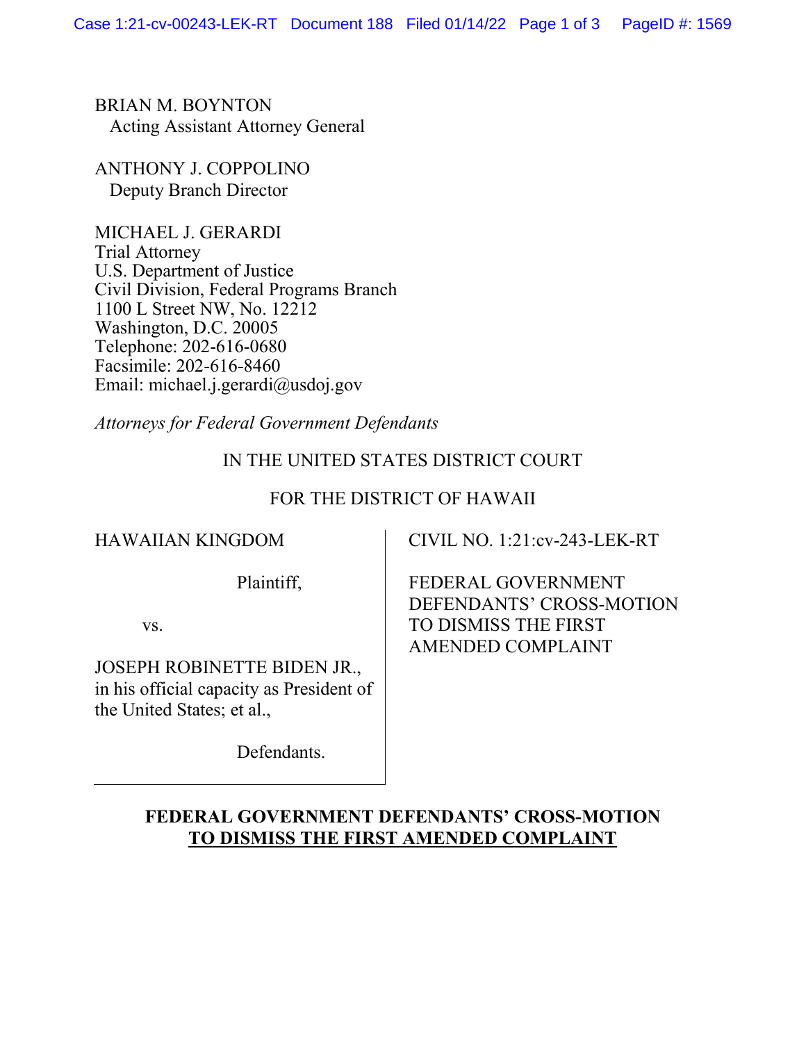BRIAN M. BOYNTON
Acting Assistant Attorney General

ANTHONY J. COPPOLINO
Deputy Branch Director

MICHAEL J. GERARDI
Trial Attorney
U.S. Department of Justice
Civil Division, Federal Programs Branch
1100 L Street NW, No. 12212
Washington, D.C. 20005
Telephone: 202-616-0680
Facsimile: 202-616-8460
Email: michael.j.gerardi@usdoj.gov

*Attorneys for Federal Government Defendants*

IN THE UNITED STATES DISTRICT COURT

FOR THE DISTRICT OF HAWAII

| | |
|---|---|
| HAWAIIAN KINGDOM<br><br>Plaintiff,<br><br>vs.<br><br>JOSEPH ROBINETTE BIDEN JR., in his official capacity as President of the United States; et al.,<br><br>Defendants. | CIVIL NO. 1:21:cv-243-LEK-RT<br><br>FEDERAL GOVERNMENT DEFENDANTS' CROSS-MOTION TO DISMISS THE FIRST AMENDED COMPLAINT |

**FEDERAL GOVERNMENT DEFENDANTS' CROSS-MOTION**
**<u>TO DISMISS THE FIRST AMENDED COMPLAINT</u>**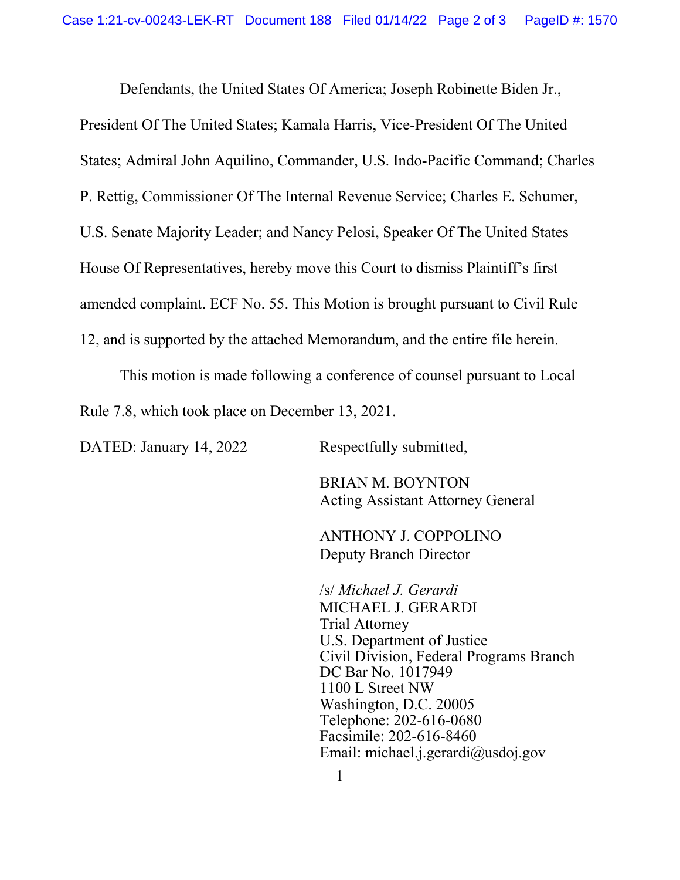Defendants, the United States Of America; Joseph Robinette Biden Jr., President Of The United States; Kamala Harris, Vice-President Of The United States; Admiral John Aquilino, Commander, U.S. Indo-Pacific Command; Charles P. Rettig, Commissioner Of The Internal Revenue Service; Charles E. Schumer, U.S. Senate Majority Leader; and Nancy Pelosi, Speaker Of The United States House Of Representatives, hereby move this Court to dismiss Plaintiff's first amended complaint. ECF No. 55. This Motion is brought pursuant to Civil Rule 12, and is supported by the attached Memorandum, and the entire file herein.

This motion is made following a conference of counsel pursuant to Local Rule 7.8, which took place on December 13, 2021.

DATED: January 14, 2022

Respectfully submitted,

BRIAN M. BOYNTON
Acting Assistant Attorney General

ANTHONY J. COPPOLINO
Deputy Branch Director

/s/ *Michael J. Gerardi*
MICHAEL J. GERARDI
Trial Attorney
U.S. Department of Justice
Civil Division, Federal Programs Branch
DC Bar No. 1017949
1100 L Street NW
Washington, D.C. 20005
Telephone: 202-616-0680
Facsimile: 202-616-8460
Email: michael.j.gerardi@usdoj.gov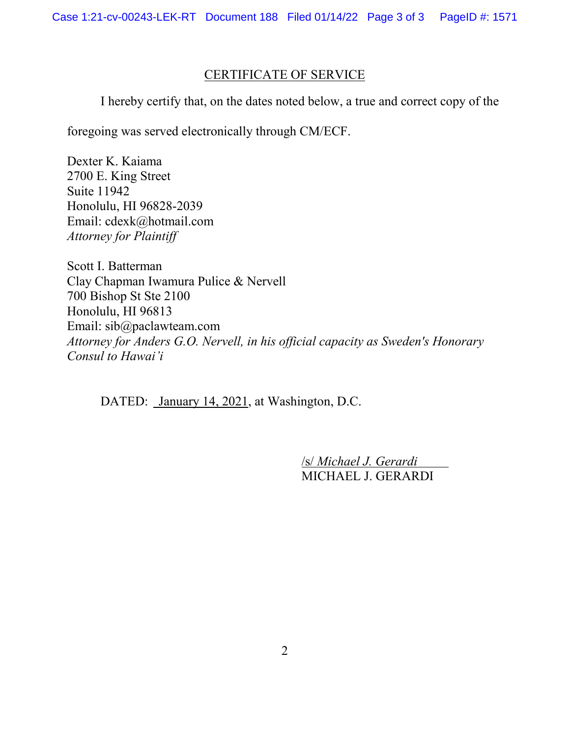## CERTIFICATE OF SERVICE

I hereby certify that, on the dates noted below, a true and correct copy of the foregoing was served electronically through CM/ECF.

Dexter K. Kaiama
2700 E. King Street
Suite 11942
Honolulu, HI 96828-2039
Email: cdexk@hotmail.com
*Attorney for Plaintiff*

Scott I. Batterman
Clay Chapman Iwamura Pulice & Nervell
700 Bishop St Ste 2100
Honolulu, HI 96813
Email: sib@paclawteam.com
*Attorney for Anders G.O. Nervell, in his official capacity as Sweden's Honorary Consul to Hawai'i*

DATED: January 14, 2021, at Washington, D.C.

/s/ *Michael J. Gerardi*
MICHAEL J. GERARDI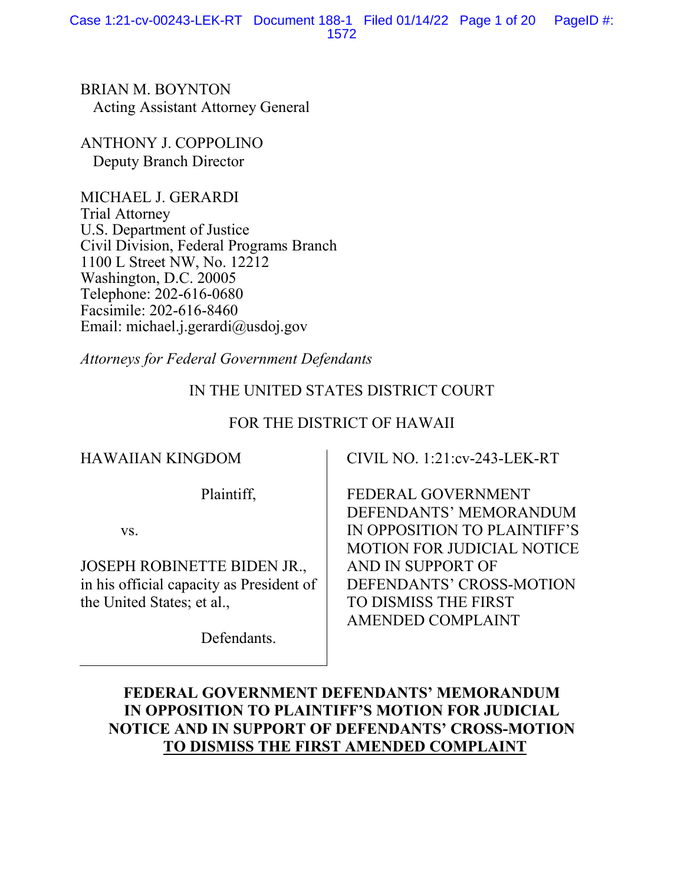BRIAN M. BOYNTON
Acting Assistant Attorney General

ANTHONY J. COPPOLINO
Deputy Branch Director

MICHAEL J. GERARDI
Trial Attorney
U.S. Department of Justice
Civil Division, Federal Programs Branch
1100 L Street NW, No. 12212
Washington, D.C. 20005
Telephone: 202-616-0680
Facsimile: 202-616-8460
Email: michael.j.gerardi@usdoj.gov

*Attorneys for Federal Government Defendants*

IN THE UNITED STATES DISTRICT COURT

FOR THE DISTRICT OF HAWAII

| | |
|---|---|
| HAWAIIAN KINGDOM<br><br>Plaintiff,<br><br>vs.<br><br>JOSEPH ROBINETTE BIDEN JR., in his official capacity as President of the United States; et al.,<br><br>Defendants. | CIVIL NO. 1:21:cv-243-LEK-RT<br><br>FEDERAL GOVERNMENT DEFENDANTS' MEMORANDUM IN OPPOSITION TO PLAINTIFF'S MOTION FOR JUDICIAL NOTICE AND IN SUPPORT OF DEFENDANTS' CROSS-MOTION TO DISMISS THE FIRST AMENDED COMPLAINT |

**FEDERAL GOVERNMENT DEFENDANTS' MEMORANDUM IN OPPOSITION TO PLAINTIFF'S MOTION FOR JUDICIAL NOTICE AND IN SUPPORT OF DEFENDANTS' CROSS-MOTION TO DISMISS THE FIRST AMENDED COMPLAINT**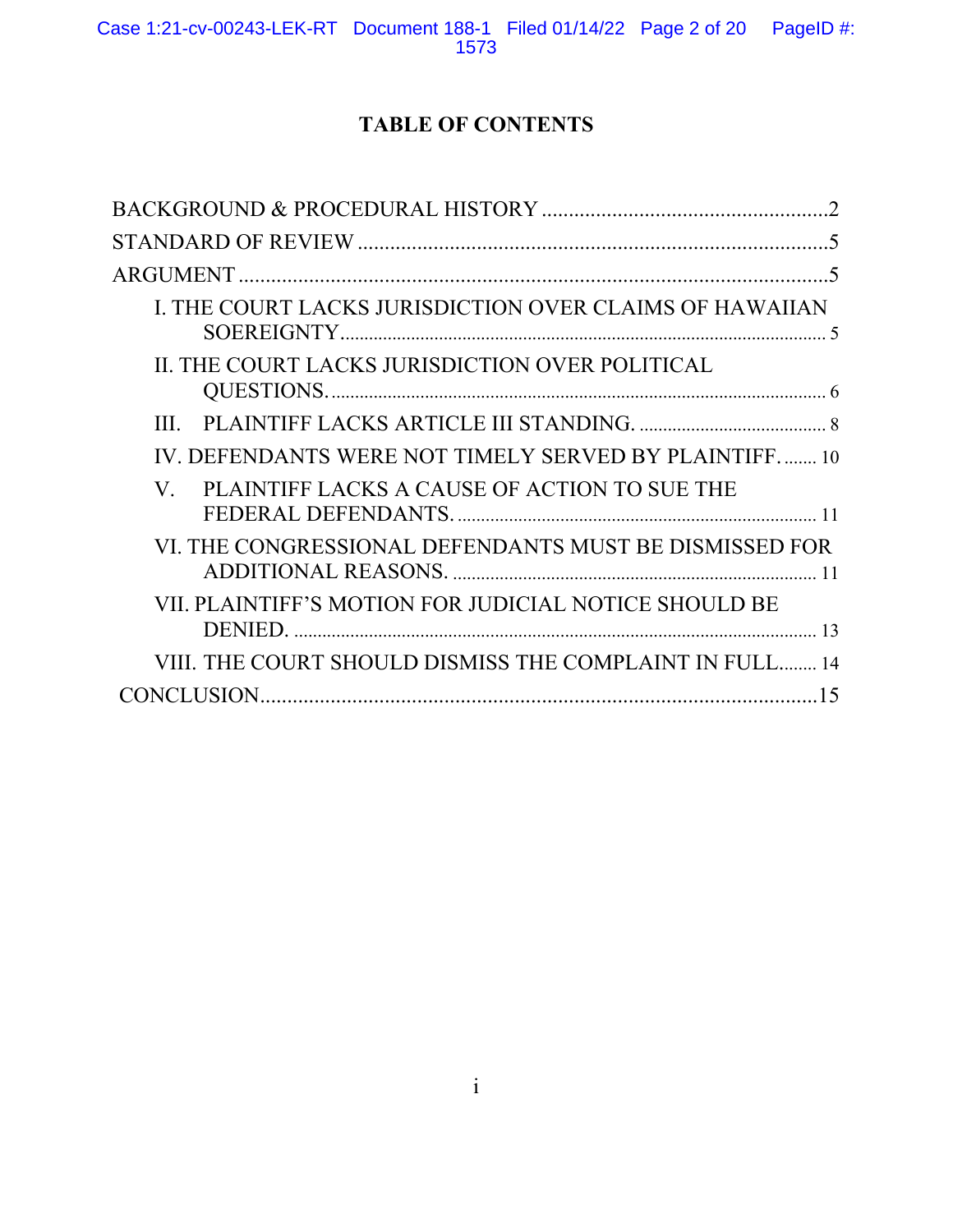# TABLE OF CONTENTS

BACKGROUND & PROCEDURAL HISTORY ....................................................2

STANDARD OF REVIEW ....................................................................................5

ARGUMENT ..........................................................................................................5

- I. THE COURT LACKS JURISDICTION OVER CLAIMS OF HAWAIIAN SOEREIGNTY........................................................................................................ 5
- II. THE COURT LACKS JURISDICTION OVER POLITICAL QUESTIONS. ............................................................................................................ 6
- III. PLAINTIFF LACKS ARTICLE III STANDING. ........................................ 8
- IV. DEFENDANTS WERE NOT TIMELY SERVED BY PLAINTIFF. ....... 10
- V. PLAINTIFF LACKS A CAUSE OF ACTION TO SUE THE FEDERAL DEFENDANTS. ........................................................................... 11
- VI. THE CONGRESSIONAL DEFENDANTS MUST BE DISMISSED FOR ADDITIONAL REASONS. ............................................................................. 11
- VII. PLAINTIFF'S MOTION FOR JUDICIAL NOTICE SHOULD BE DENIED. ............................................................................................................. 13
- VIII. THE COURT SHOULD DISMISS THE COMPLAINT IN FULL........ 14

CONCLUSION........................................................................................................15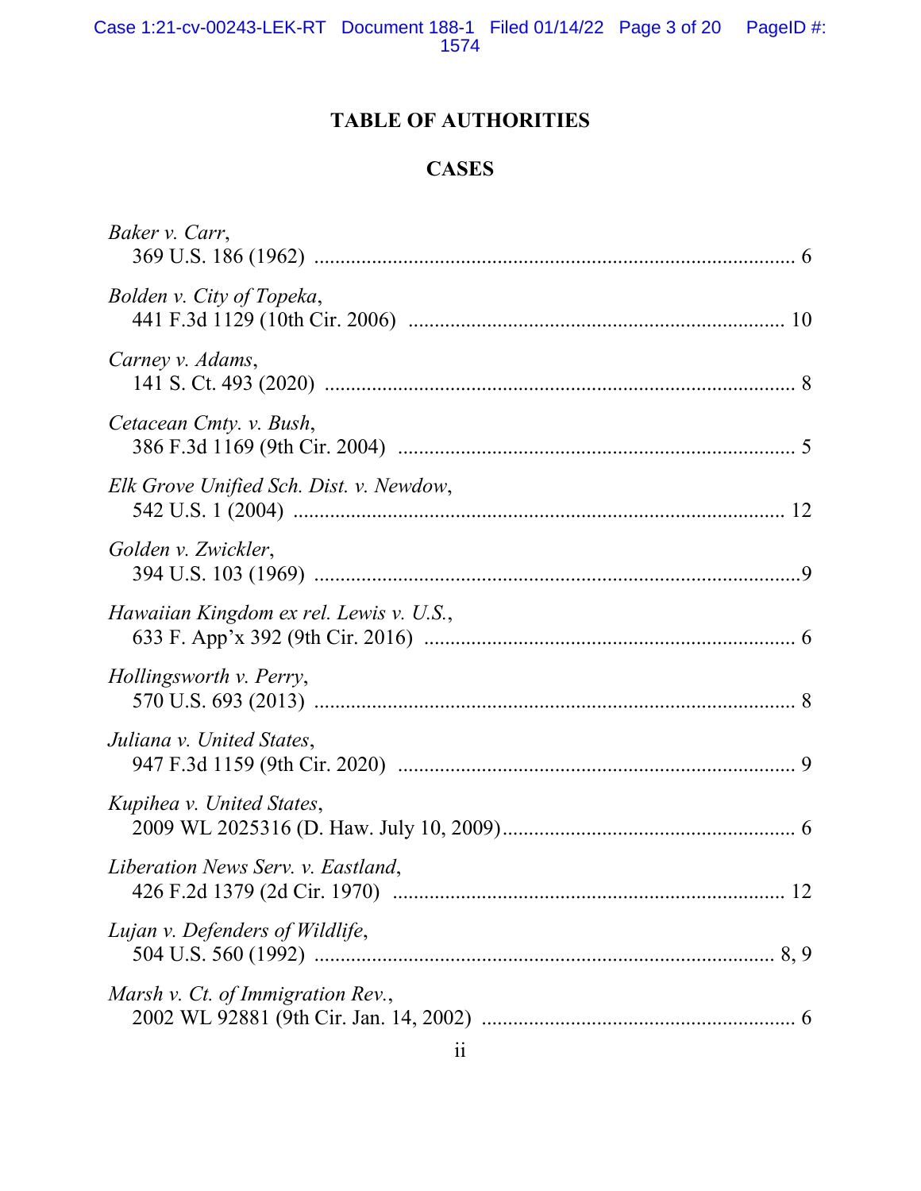## TABLE OF AUTHORITIES

### CASES

*Baker v. Carr*,
369 U.S. 186 (1962) .......... 6

*Bolden v. City of Topeka*,
441 F.3d 1129 (10th Cir. 2006) .......... 10

*Carney v. Adams*,
141 S. Ct. 493 (2020) .......... 8

*Cetacean Cmty. v. Bush*,
386 F.3d 1169 (9th Cir. 2004) .......... 5

*Elk Grove Unified Sch. Dist. v. Newdow*,
542 U.S. 1 (2004) .......... 12

*Golden v. Zwickler*,
394 U.S. 103 (1969) .......... 9

*Hawaiian Kingdom ex rel. Lewis v. U.S.*,
633 F. App'x 392 (9th Cir. 2016) .......... 6

*Hollingsworth v. Perry*,
570 U.S. 693 (2013) .......... 8

*Juliana v. United States*,
947 F.3d 1159 (9th Cir. 2020) .......... 9

*Kupihea v. United States*,
2009 WL 2025316 (D. Haw. July 10, 2009) .......... 6

*Liberation News Serv. v. Eastland*,
426 F.2d 1379 (2d Cir. 1970) .......... 12

*Lujan v. Defenders of Wildlife*,
504 U.S. 560 (1992) .......... 8, 9

*Marsh v. Ct. of Immigration Rev.*,
2002 WL 92881 (9th Cir. Jan. 14, 2002) .......... 6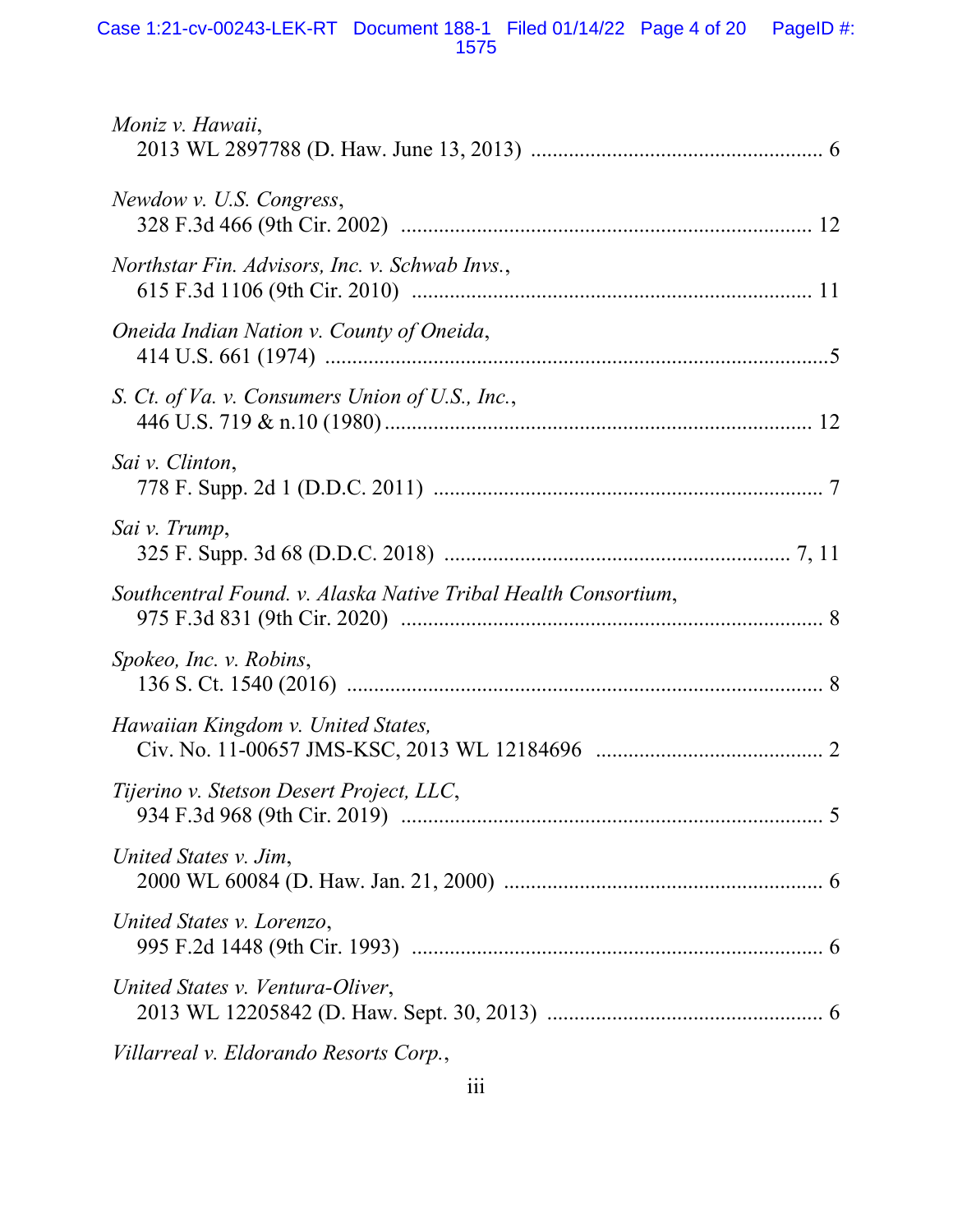*Moniz v. Hawaii*,
2013 WL 2897788 (D. Haw. June 13, 2013) ...................................................... 6

*Newdow v. U.S. Congress*,
328 F.3d 466 (9th Cir. 2002) ........................................................................... 12

*Northstar Fin. Advisors, Inc. v. Schwab Invs.*,
615 F.3d 1106 (9th Cir. 2010) ......................................................................... 11

*Oneida Indian Nation v. County of Oneida*,
414 U.S. 661 (1974) ...........................................................................................5

*S. Ct. of Va. v. Consumers Union of U.S., Inc.*,
446 U.S. 719 & n.10 (1980) .............................................................................. 12

*Sai v. Clinton*,
778 F. Supp. 2d 1 (D.D.C. 2011) ....................................................................... 7

*Sai v. Trump*,
325 F. Supp. 3d 68 (D.D.C. 2018) ................................................................. 7, 11

*Southcentral Found. v. Alaska Native Tribal Health Consortium*,
975 F.3d 831 (9th Cir. 2020) ............................................................................. 8

*Spokeo, Inc. v. Robins*,
136 S. Ct. 1540 (2016) ....................................................................................... 8

*Hawaiian Kingdom v. United States,*
Civ. No. 11-00657 JMS-KSC, 2013 WL 12184696 .......................................... 2

*Tijerino v. Stetson Desert Project, LLC*,
934 F.3d 968 (9th Cir. 2019) ............................................................................. 5

*United States v. Jim*,
2000 WL 60084 (D. Haw. Jan. 21, 2000) .......................................................... 6

*United States v. Lorenzo*,
995 F.2d 1448 (9th Cir. 1993) ........................................................................... 6

*United States v. Ventura-Oliver*,
2013 WL 12205842 (D. Haw. Sept. 30, 2013) .................................................. 6

*Villarreal v. Eldorando Resorts Corp.*,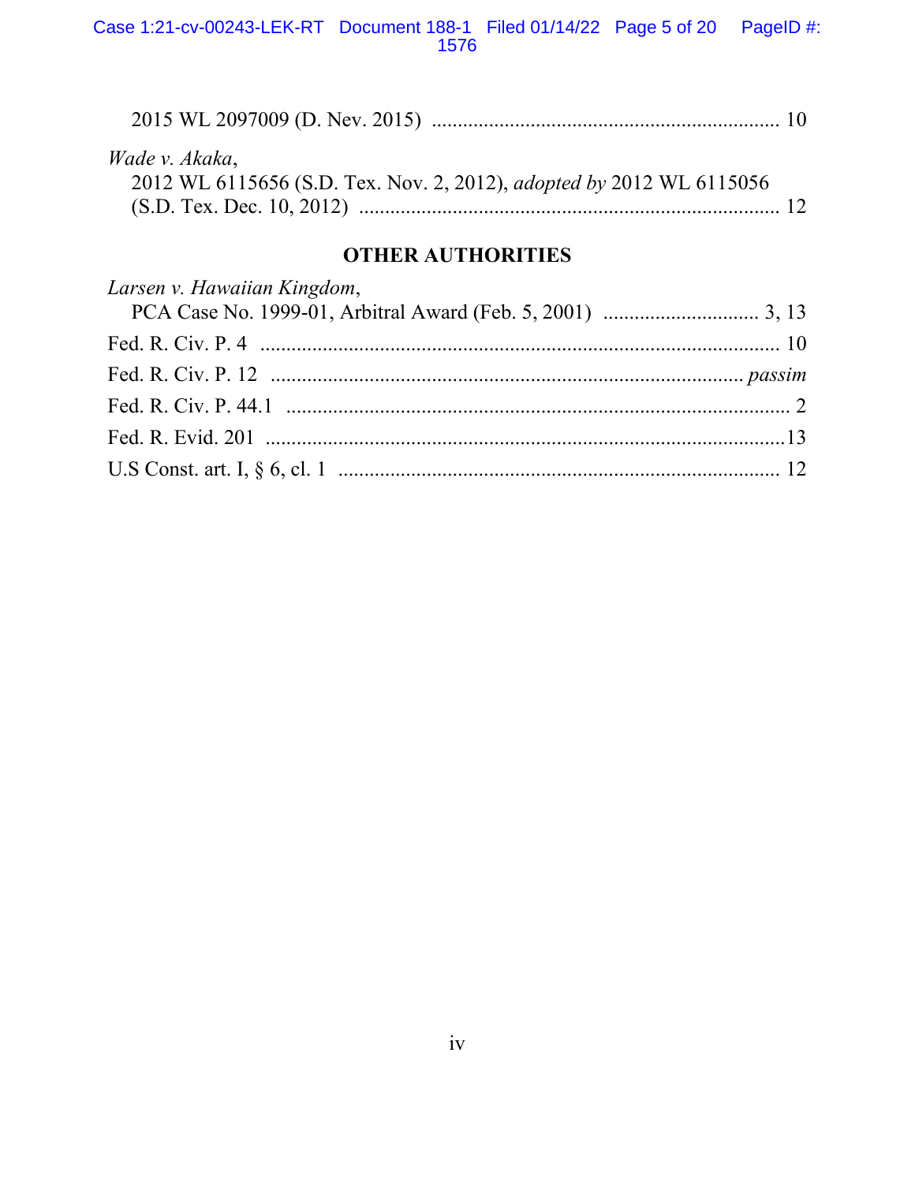2015 WL 2097009 (D. Nev. 2015) .................................................................. 10

*Wade v. Akaka*,
2012 WL 6115656 (S.D. Tex. Nov. 2, 2012), *adopted by* 2012 WL 6115056 (S.D. Tex. Dec. 10, 2012) ................................................................................ 12

## OTHER AUTHORITIES

*Larsen v. Hawaiian Kingdom*,
PCA Case No. 1999-01, Arbitral Award (Feb. 5, 2001) .............................. 3, 13

Fed. R. Civ. P. 4 ..................................................................................................... 10

Fed. R. Civ. P. 12 ..................................................................................................... *passim*

Fed. R. Civ. P. 44.1 ................................................................................................. 2

Fed. R. Evid. 201 .....................................................................................................13

U.S Const. art. I, § 6, cl. 1 ..................................................................................... 12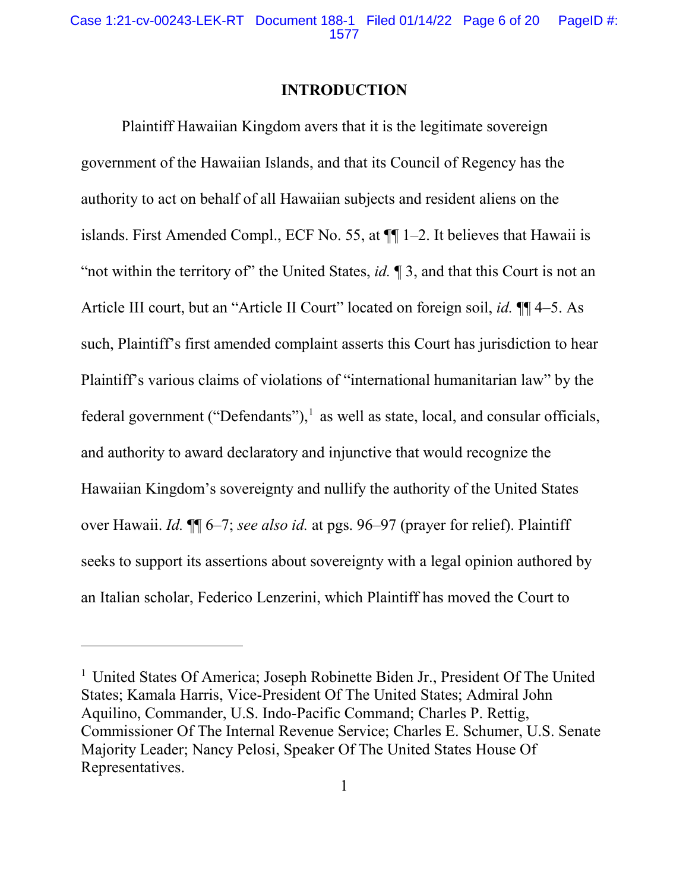# INTRODUCTION

Plaintiff Hawaiian Kingdom avers that it is the legitimate sovereign government of the Hawaiian Islands, and that its Council of Regency has the authority to act on behalf of all Hawaiian subjects and resident aliens on the islands. First Amended Compl., ECF No. 55, at ¶¶ 1–2. It believes that Hawaii is "not within the territory of" the United States, *id.* ¶ 3, and that this Court is not an Article III court, but an "Article II Court" located on foreign soil, *id.* ¶¶ 4–5. As such, Plaintiff's first amended complaint asserts this Court has jurisdiction to hear Plaintiff's various claims of violations of "international humanitarian law" by the federal government ("Defendants"),[1] as well as state, local, and consular officials, and authority to award declaratory and injunctive that would recognize the Hawaiian Kingdom's sovereignty and nullify the authority of the United States over Hawaii. *Id.* ¶¶ 6–7; *see also id.* at pgs. 96–97 (prayer for relief). Plaintiff seeks to support its assertions about sovereignty with a legal opinion authored by an Italian scholar, Federico Lenzerini, which Plaintiff has moved the Court to

---

[1] United States Of America; Joseph Robinette Biden Jr., President Of The United States; Kamala Harris, Vice-President Of The United States; Admiral John Aquilino, Commander, U.S. Indo-Pacific Command; Charles P. Rettig, Commissioner Of The Internal Revenue Service; Charles E. Schumer, U.S. Senate Majority Leader; Nancy Pelosi, Speaker Of The United States House Of Representatives.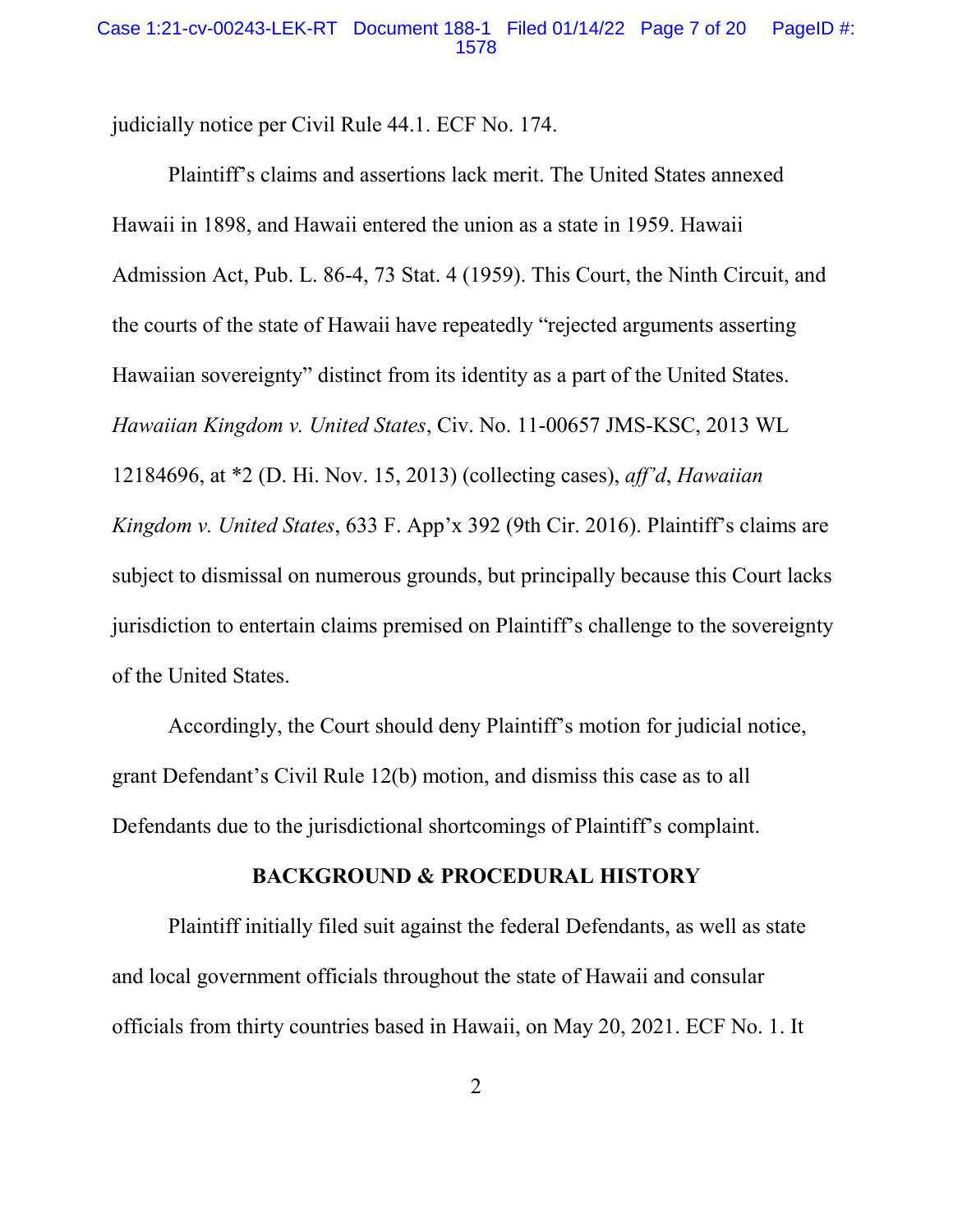judicially notice per Civil Rule 44.1. ECF No. 174.

Plaintiff's claims and assertions lack merit. The United States annexed Hawaii in 1898, and Hawaii entered the union as a state in 1959. Hawaii Admission Act, Pub. L. 86-4, 73 Stat. 4 (1959). This Court, the Ninth Circuit, and the courts of the state of Hawaii have repeatedly "rejected arguments asserting Hawaiian sovereignty" distinct from its identity as a part of the United States. *Hawaiian Kingdom v. United States*, Civ. No. 11-00657 JMS-KSC, 2013 WL 12184696, at *2 (D. Hi. Nov. 15, 2013) (collecting cases), *aff'd*, *Hawaiian Kingdom v. United States*, 633 F. App'x 392 (9th Cir. 2016). Plaintiff's claims are subject to dismissal on numerous grounds, but principally because this Court lacks jurisdiction to entertain claims premised on Plaintiff's challenge to the sovereignty of the United States.

Accordingly, the Court should deny Plaintiff's motion for judicial notice, grant Defendant's Civil Rule 12(b) motion, and dismiss this case as to all Defendants due to the jurisdictional shortcomings of Plaintiff's complaint.

## BACKGROUND & PROCEDURAL HISTORY

Plaintiff initially filed suit against the federal Defendants, as well as state and local government officials throughout the state of Hawaii and consular officials from thirty countries based in Hawaii, on May 20, 2021. ECF No. 1. It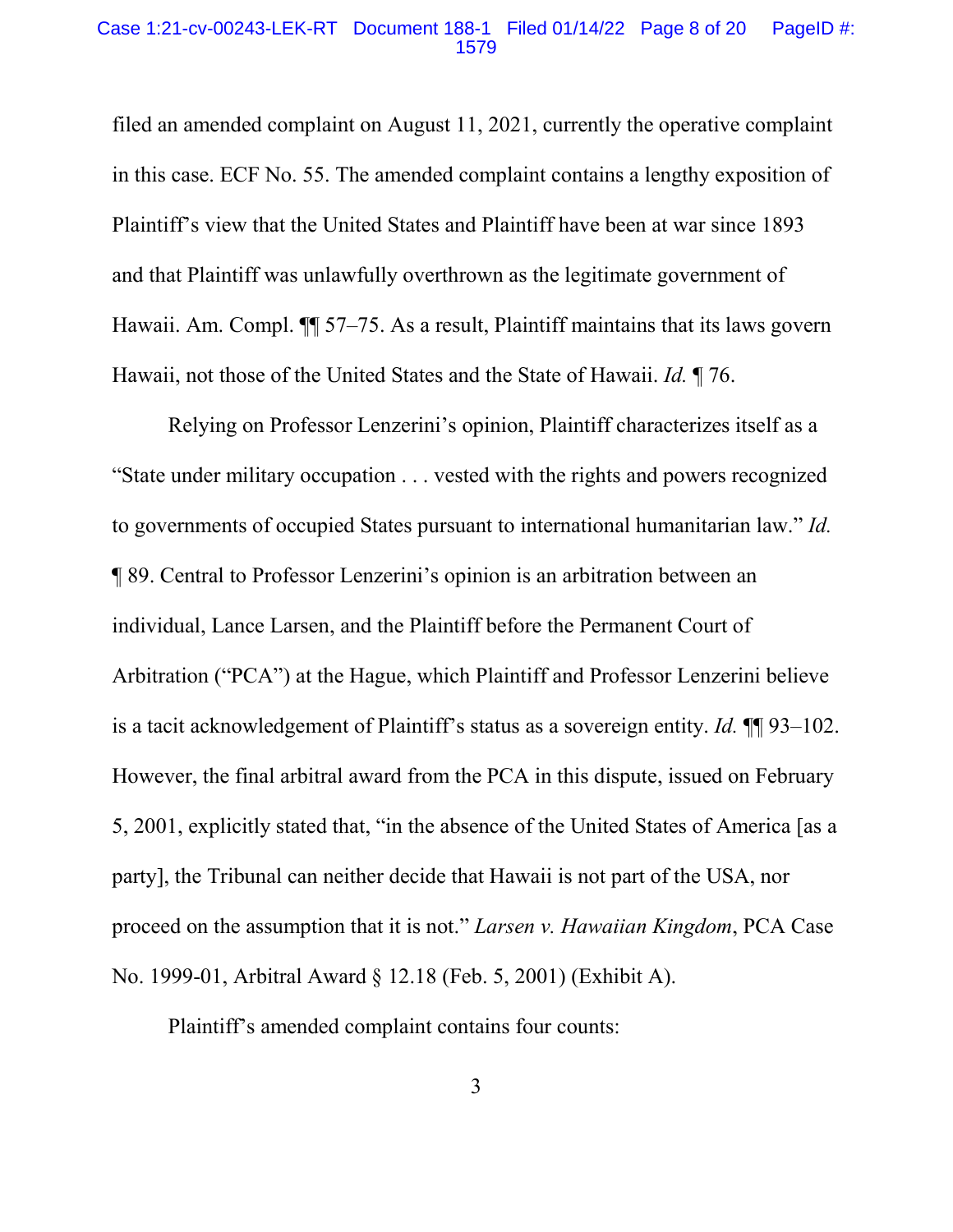filed an amended complaint on August 11, 2021, currently the operative complaint in this case. ECF No. 55. The amended complaint contains a lengthy exposition of Plaintiff's view that the United States and Plaintiff have been at war since 1893 and that Plaintiff was unlawfully overthrown as the legitimate government of Hawaii. Am. Compl. ¶¶ 57–75. As a result, Plaintiff maintains that its laws govern Hawaii, not those of the United States and the State of Hawaii. *Id.* ¶ 76.

Relying on Professor Lenzerini's opinion, Plaintiff characterizes itself as a "State under military occupation . . . vested with the rights and powers recognized to governments of occupied States pursuant to international humanitarian law." *Id.* ¶ 89. Central to Professor Lenzerini's opinion is an arbitration between an individual, Lance Larsen, and the Plaintiff before the Permanent Court of Arbitration ("PCA") at the Hague, which Plaintiff and Professor Lenzerini believe is a tacit acknowledgement of Plaintiff's status as a sovereign entity. *Id.* ¶¶ 93–102. However, the final arbitral award from the PCA in this dispute, issued on February 5, 2001, explicitly stated that, "in the absence of the United States of America [as a party], the Tribunal can neither decide that Hawaii is not part of the USA, nor proceed on the assumption that it is not." *Larsen v. Hawaiian Kingdom*, PCA Case No. 1999-01, Arbitral Award § 12.18 (Feb. 5, 2001) (Exhibit A).

Plaintiff's amended complaint contains four counts: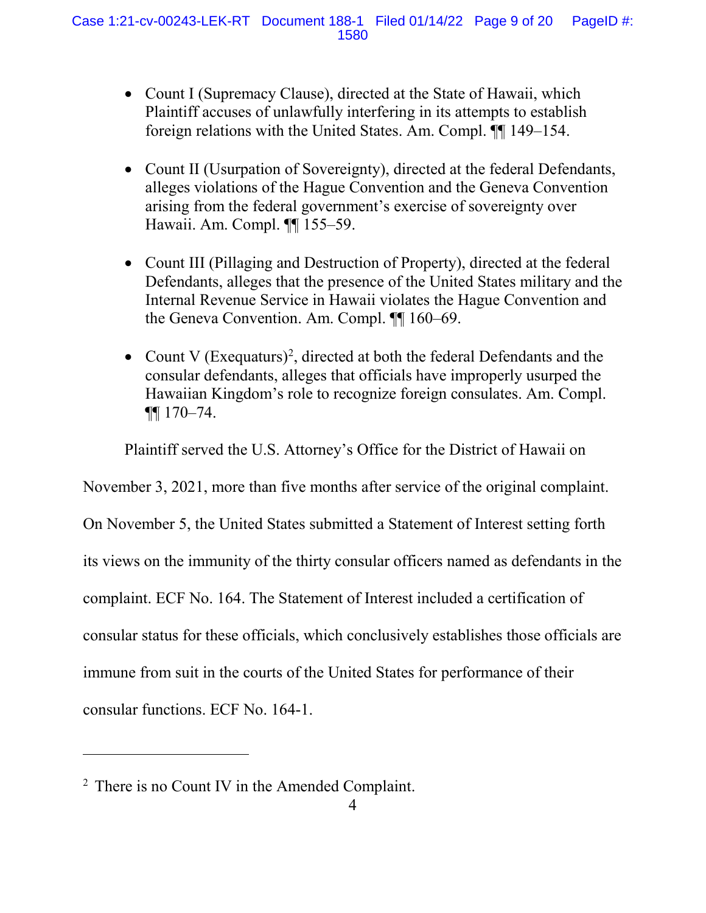- Count I (Supremacy Clause), directed at the State of Hawaii, which Plaintiff accuses of unlawfully interfering in its attempts to establish foreign relations with the United States. Am. Compl. ¶¶ 149–154.

- Count II (Usurpation of Sovereignty), directed at the federal Defendants, alleges violations of the Hague Convention and the Geneva Convention arising from the federal government's exercise of sovereignty over Hawaii. Am. Compl. ¶¶ 155–59.

- Count III (Pillaging and Destruction of Property), directed at the federal Defendants, alleges that the presence of the United States military and the Internal Revenue Service in Hawaii violates the Hague Convention and the Geneva Convention. Am. Compl. ¶¶ 160–69.

- Count V (Exequaturs)[2], directed at both the federal Defendants and the consular defendants, alleges that officials have improperly usurped the Hawaiian Kingdom's role to recognize foreign consulates. Am. Compl. ¶¶ 170–74.

Plaintiff served the U.S. Attorney's Office for the District of Hawaii on November 3, 2021, more than five months after service of the original complaint. On November 5, the United States submitted a Statement of Interest setting forth its views on the immunity of the thirty consular officers named as defendants in the complaint. ECF No. 164. The Statement of Interest included a certification of consular status for these officials, which conclusively establishes those officials are immune from suit in the courts of the United States for performance of their consular functions. ECF No. 164-1.

---

[2] There is no Count IV in the Amended Complaint.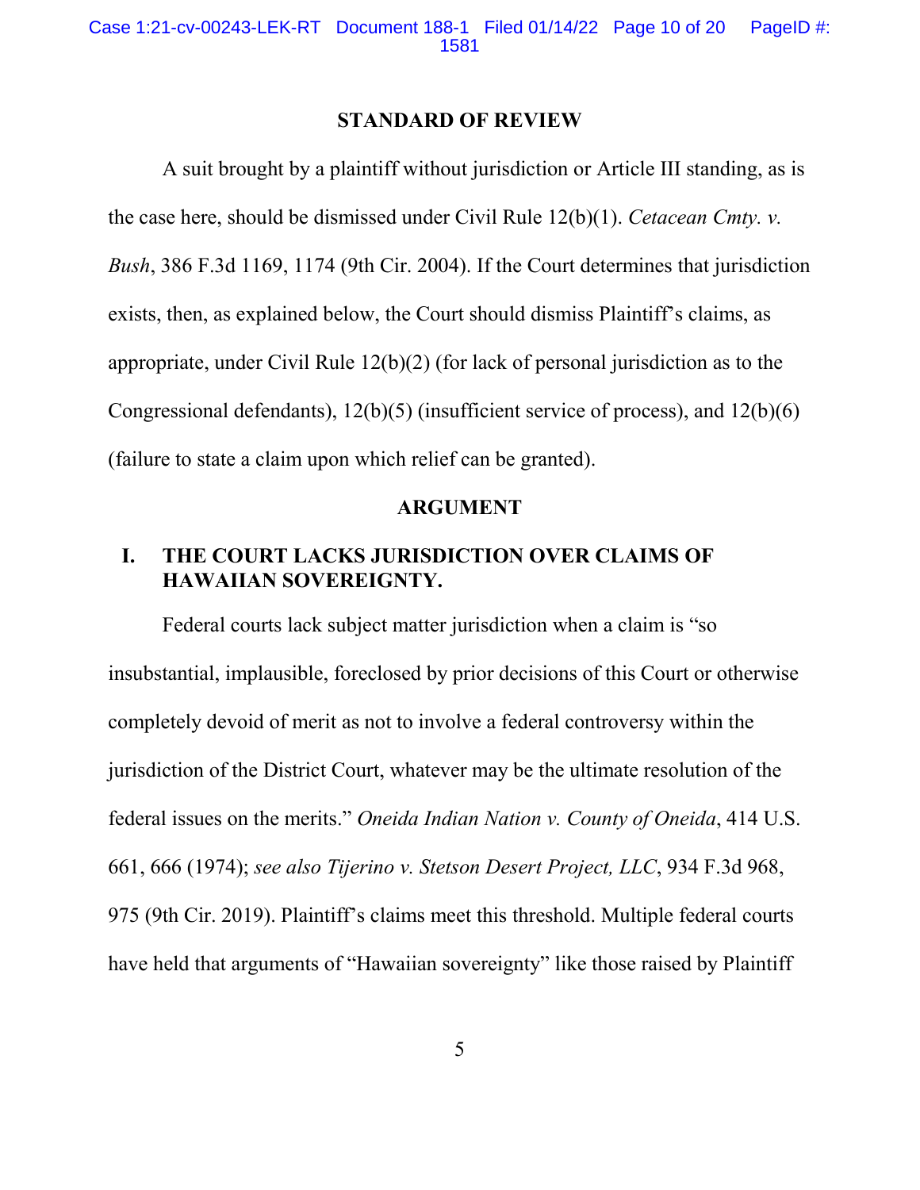## STANDARD OF REVIEW

A suit brought by a plaintiff without jurisdiction or Article III standing, as is the case here, should be dismissed under Civil Rule 12(b)(1). *Cetacean Cmty. v. Bush*, 386 F.3d 1169, 1174 (9th Cir. 2004). If the Court determines that jurisdiction exists, then, as explained below, the Court should dismiss Plaintiff's claims, as appropriate, under Civil Rule 12(b)(2) (for lack of personal jurisdiction as to the Congressional defendants), 12(b)(5) (insufficient service of process), and 12(b)(6) (failure to state a claim upon which relief can be granted).

## ARGUMENT

### I. THE COURT LACKS JURISDICTION OVER CLAIMS OF HAWAIIAN SOVEREIGNTY.

Federal courts lack subject matter jurisdiction when a claim is "so insubstantial, implausible, foreclosed by prior decisions of this Court or otherwise completely devoid of merit as not to involve a federal controversy within the jurisdiction of the District Court, whatever may be the ultimate resolution of the federal issues on the merits." *Oneida Indian Nation v. County of Oneida*, 414 U.S. 661, 666 (1974); *see also Tijerino v. Stetson Desert Project, LLC*, 934 F.3d 968, 975 (9th Cir. 2019). Plaintiff's claims meet this threshold. Multiple federal courts have held that arguments of "Hawaiian sovereignty" like those raised by Plaintiff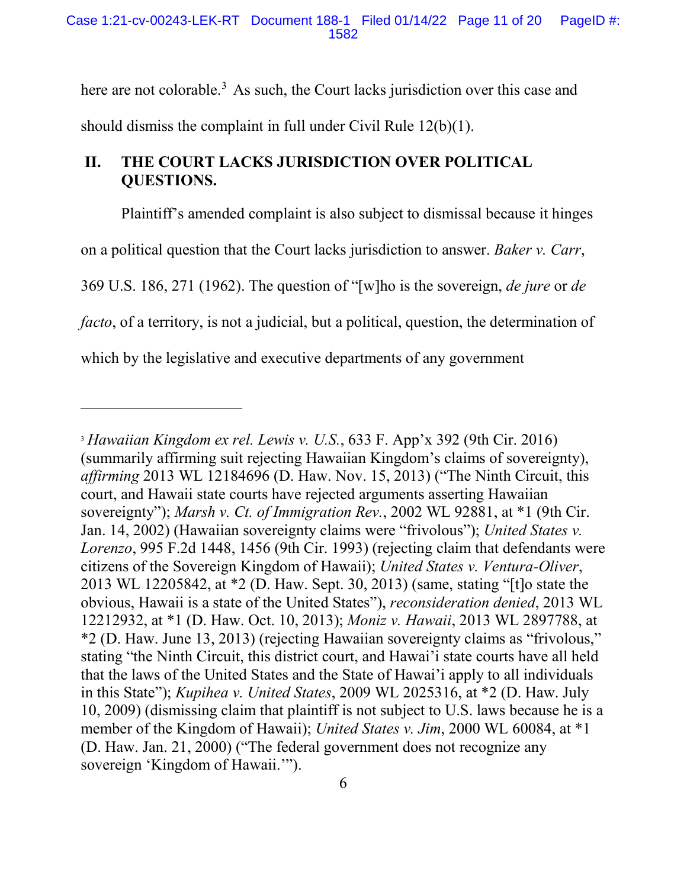here are not colorable.[3] As such, the Court lacks jurisdiction over this case and should dismiss the complaint in full under Civil Rule 12(b)(1).

## II. THE COURT LACKS JURISDICTION OVER POLITICAL QUESTIONS.

Plaintiff's amended complaint is also subject to dismissal because it hinges on a political question that the Court lacks jurisdiction to answer. *Baker v. Carr*, 369 U.S. 186, 271 (1962). The question of "[w]ho is the sovereign, *de jure* or *de facto*, of a territory, is not a judicial, but a political, question, the determination of which by the legislative and executive departments of any government

---

[3] *Hawaiian Kingdom ex rel. Lewis v. U.S.*, 633 F. App'x 392 (9th Cir. 2016) (summarily affirming suit rejecting Hawaiian Kingdom's claims of sovereignty), *affirming* 2013 WL 12184696 (D. Haw. Nov. 15, 2013) ("The Ninth Circuit, this court, and Hawaii state courts have rejected arguments asserting Hawaiian sovereignty"); *Marsh v. Ct. of Immigration Rev.*, 2002 WL 92881, at *1 (9th Cir. Jan. 14, 2002) (Hawaiian sovereignty claims were "frivolous"); *United States v. Lorenzo*, 995 F.2d 1448, 1456 (9th Cir. 1993) (rejecting claim that defendants were citizens of the Sovereign Kingdom of Hawaii); *United States v. Ventura-Oliver*, 2013 WL 12205842, at *2 (D. Haw. Sept. 30, 2013) (same, stating "[t]o state the obvious, Hawaii is a state of the United States"), *reconsideration denied*, 2013 WL 12212932, at *1 (D. Haw. Oct. 10, 2013); *Moniz v. Hawaii*, 2013 WL 2897788, at *2 (D. Haw. June 13, 2013) (rejecting Hawaiian sovereignty claims as "frivolous," stating "the Ninth Circuit, this district court, and Hawai'i state courts have all held that the laws of the United States and the State of Hawai'i apply to all individuals in this State"); *Kupihea v. United States*, 2009 WL 2025316, at *2 (D. Haw. July 10, 2009) (dismissing claim that plaintiff is not subject to U.S. laws because he is a member of the Kingdom of Hawaii); *United States v. Jim*, 2000 WL 60084, at *1 (D. Haw. Jan. 21, 2000) ("The federal government does not recognize any sovereign 'Kingdom of Hawaii.'").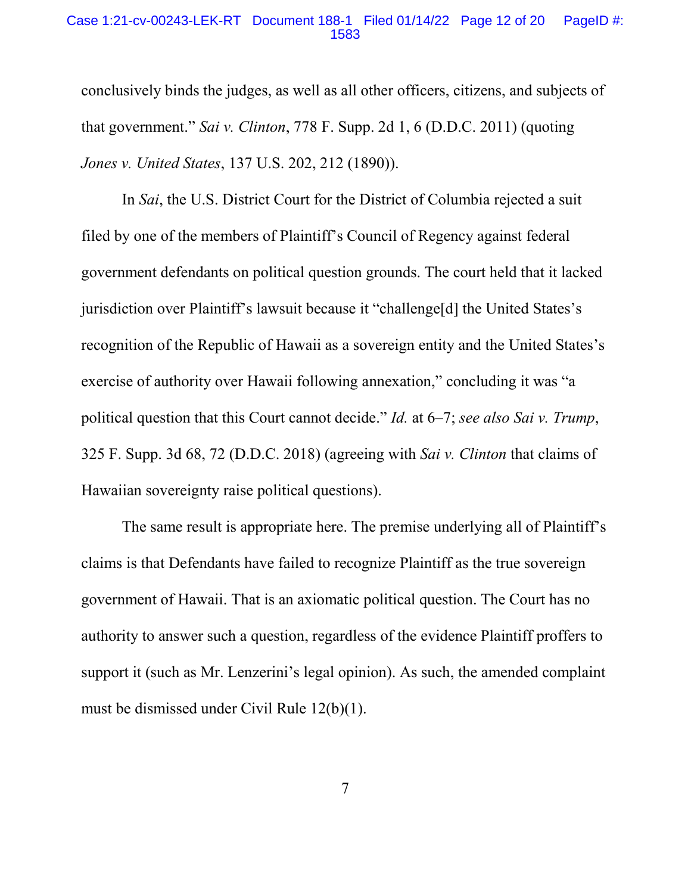conclusively binds the judges, as well as all other officers, citizens, and subjects of that government." *Sai v. Clinton*, 778 F. Supp. 2d 1, 6 (D.D.C. 2011) (quoting *Jones v. United States*, 137 U.S. 202, 212 (1890)).

In *Sai*, the U.S. District Court for the District of Columbia rejected a suit filed by one of the members of Plaintiff's Council of Regency against federal government defendants on political question grounds. The court held that it lacked jurisdiction over Plaintiff's lawsuit because it "challenge[d] the United States's recognition of the Republic of Hawaii as a sovereign entity and the United States's exercise of authority over Hawaii following annexation," concluding it was "a political question that this Court cannot decide." *Id.* at 6–7; *see also Sai v. Trump*, 325 F. Supp. 3d 68, 72 (D.D.C. 2018) (agreeing with *Sai v. Clinton* that claims of Hawaiian sovereignty raise political questions).

The same result is appropriate here. The premise underlying all of Plaintiff's claims is that Defendants have failed to recognize Plaintiff as the true sovereign government of Hawaii. That is an axiomatic political question. The Court has no authority to answer such a question, regardless of the evidence Plaintiff proffers to support it (such as Mr. Lenzerini's legal opinion). As such, the amended complaint must be dismissed under Civil Rule 12(b)(1).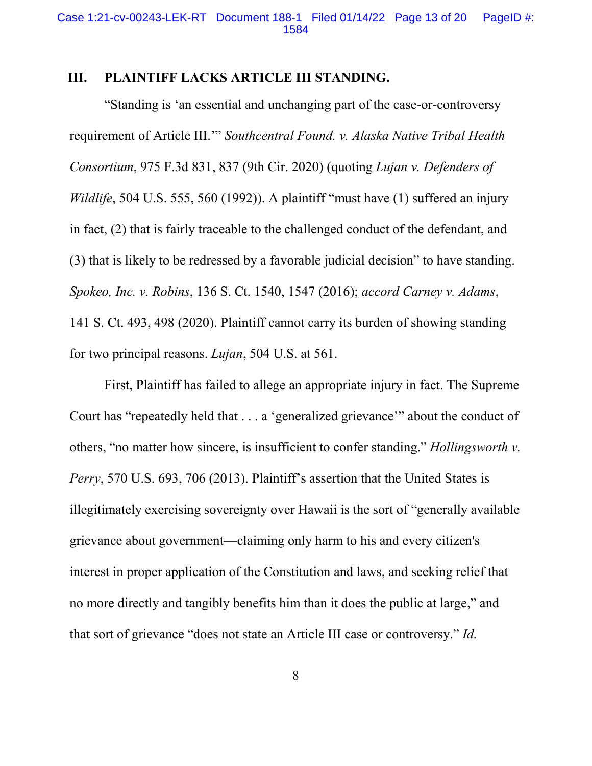## III. PLAINTIFF LACKS ARTICLE III STANDING.

"Standing is 'an essential and unchanging part of the case-or-controversy requirement of Article III.'" *Southcentral Found. v. Alaska Native Tribal Health Consortium*, 975 F.3d 831, 837 (9th Cir. 2020) (quoting *Lujan v. Defenders of Wildlife*, 504 U.S. 555, 560 (1992)). A plaintiff "must have (1) suffered an injury in fact, (2) that is fairly traceable to the challenged conduct of the defendant, and (3) that is likely to be redressed by a favorable judicial decision" to have standing. *Spokeo, Inc. v. Robins*, 136 S. Ct. 1540, 1547 (2016); *accord Carney v. Adams*, 141 S. Ct. 493, 498 (2020). Plaintiff cannot carry its burden of showing standing for two principal reasons. *Lujan*, 504 U.S. at 561.

First, Plaintiff has failed to allege an appropriate injury in fact. The Supreme Court has "repeatedly held that . . . a 'generalized grievance'" about the conduct of others, "no matter how sincere, is insufficient to confer standing." *Hollingsworth v. Perry*, 570 U.S. 693, 706 (2013). Plaintiff's assertion that the United States is illegitimately exercising sovereignty over Hawaii is the sort of "generally available grievance about government—claiming only harm to his and every citizen's interest in proper application of the Constitution and laws, and seeking relief that no more directly and tangibly benefits him than it does the public at large," and that sort of grievance "does not state an Article III case or controversy." *Id.*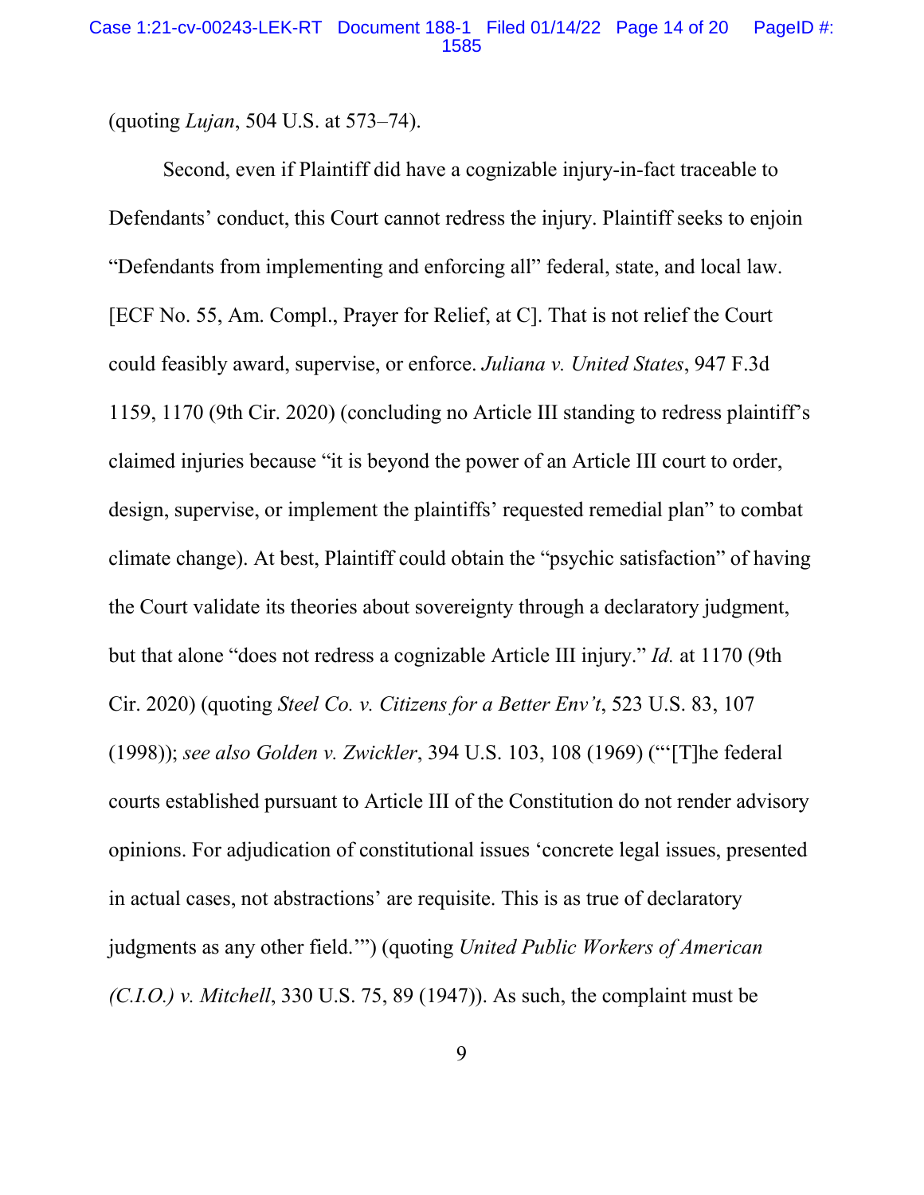(quoting *Lujan*, 504 U.S. at 573–74).

Second, even if Plaintiff did have a cognizable injury-in-fact traceable to Defendants' conduct, this Court cannot redress the injury. Plaintiff seeks to enjoin "Defendants from implementing and enforcing all" federal, state, and local law. [ECF No. 55, Am. Compl., Prayer for Relief, at C]. That is not relief the Court could feasibly award, supervise, or enforce. *Juliana v. United States*, 947 F.3d 1159, 1170 (9th Cir. 2020) (concluding no Article III standing to redress plaintiff's claimed injuries because "it is beyond the power of an Article III court to order, design, supervise, or implement the plaintiffs' requested remedial plan" to combat climate change). At best, Plaintiff could obtain the "psychic satisfaction" of having the Court validate its theories about sovereignty through a declaratory judgment, but that alone "does not redress a cognizable Article III injury." *Id.* at 1170 (9th Cir. 2020) (quoting *Steel Co. v. Citizens for a Better Env't*, 523 U.S. 83, 107 (1998)); *see also Golden v. Zwickler*, 394 U.S. 103, 108 (1969) ("'[T]he federal courts established pursuant to Article III of the Constitution do not render advisory opinions. For adjudication of constitutional issues 'concrete legal issues, presented in actual cases, not abstractions' are requisite. This is as true of declaratory judgments as any other field.'") (quoting *United Public Workers of American (C.I.O.) v. Mitchell*, 330 U.S. 75, 89 (1947)). As such, the complaint must be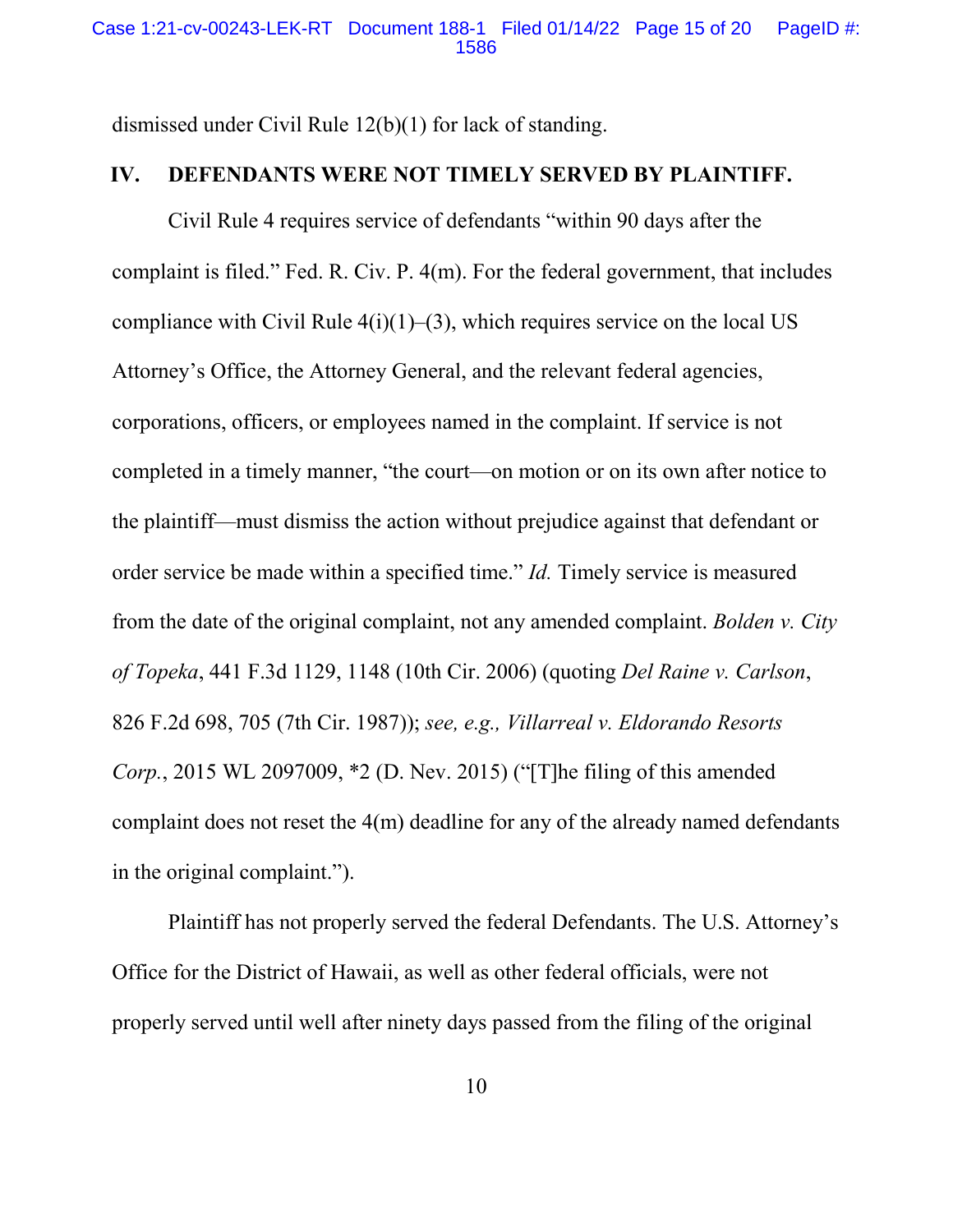dismissed under Civil Rule 12(b)(1) for lack of standing.

## IV. DEFENDANTS WERE NOT TIMELY SERVED BY PLAINTIFF.

Civil Rule 4 requires service of defendants "within 90 days after the complaint is filed." Fed. R. Civ. P. 4(m). For the federal government, that includes compliance with Civil Rule 4(i)(1)–(3), which requires service on the local US Attorney's Office, the Attorney General, and the relevant federal agencies, corporations, officers, or employees named in the complaint. If service is not completed in a timely manner, "the court—on motion or on its own after notice to the plaintiff—must dismiss the action without prejudice against that defendant or order service be made within a specified time." *Id.* Timely service is measured from the date of the original complaint, not any amended complaint. *Bolden v. City of Topeka*, 441 F.3d 1129, 1148 (10th Cir. 2006) (quoting *Del Raine v. Carlson*, 826 F.2d 698, 705 (7th Cir. 1987)); *see, e.g., Villarreal v. Eldorando Resorts Corp.*, 2015 WL 2097009, *2 (D. Nev. 2015) ("[T]he filing of this amended complaint does not reset the 4(m) deadline for any of the already named defendants in the original complaint.").

Plaintiff has not properly served the federal Defendants. The U.S. Attorney's Office for the District of Hawaii, as well as other federal officials, were not properly served until well after ninety days passed from the filing of the original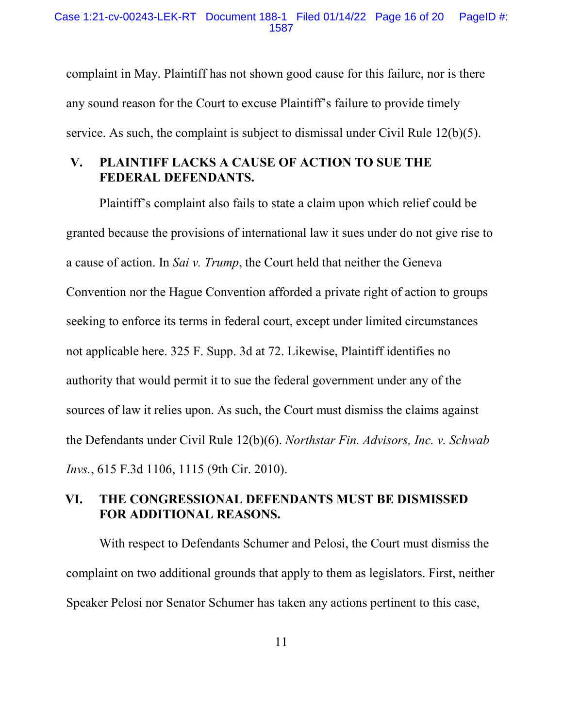complaint in May. Plaintiff has not shown good cause for this failure, nor is there any sound reason for the Court to excuse Plaintiff's failure to provide timely service. As such, the complaint is subject to dismissal under Civil Rule 12(b)(5).

## V. PLAINTIFF LACKS A CAUSE OF ACTION TO SUE THE FEDERAL DEFENDANTS.

Plaintiff's complaint also fails to state a claim upon which relief could be granted because the provisions of international law it sues under do not give rise to a cause of action. In *Sai v. Trump*, the Court held that neither the Geneva Convention nor the Hague Convention afforded a private right of action to groups seeking to enforce its terms in federal court, except under limited circumstances not applicable here. 325 F. Supp. 3d at 72. Likewise, Plaintiff identifies no authority that would permit it to sue the federal government under any of the sources of law it relies upon. As such, the Court must dismiss the claims against the Defendants under Civil Rule 12(b)(6). *Northstar Fin. Advisors, Inc. v. Schwab Invs.*, 615 F.3d 1106, 1115 (9th Cir. 2010).

## VI. THE CONGRESSIONAL DEFENDANTS MUST BE DISMISSED FOR ADDITIONAL REASONS.

With respect to Defendants Schumer and Pelosi, the Court must dismiss the complaint on two additional grounds that apply to them as legislators. First, neither Speaker Pelosi nor Senator Schumer has taken any actions pertinent to this case,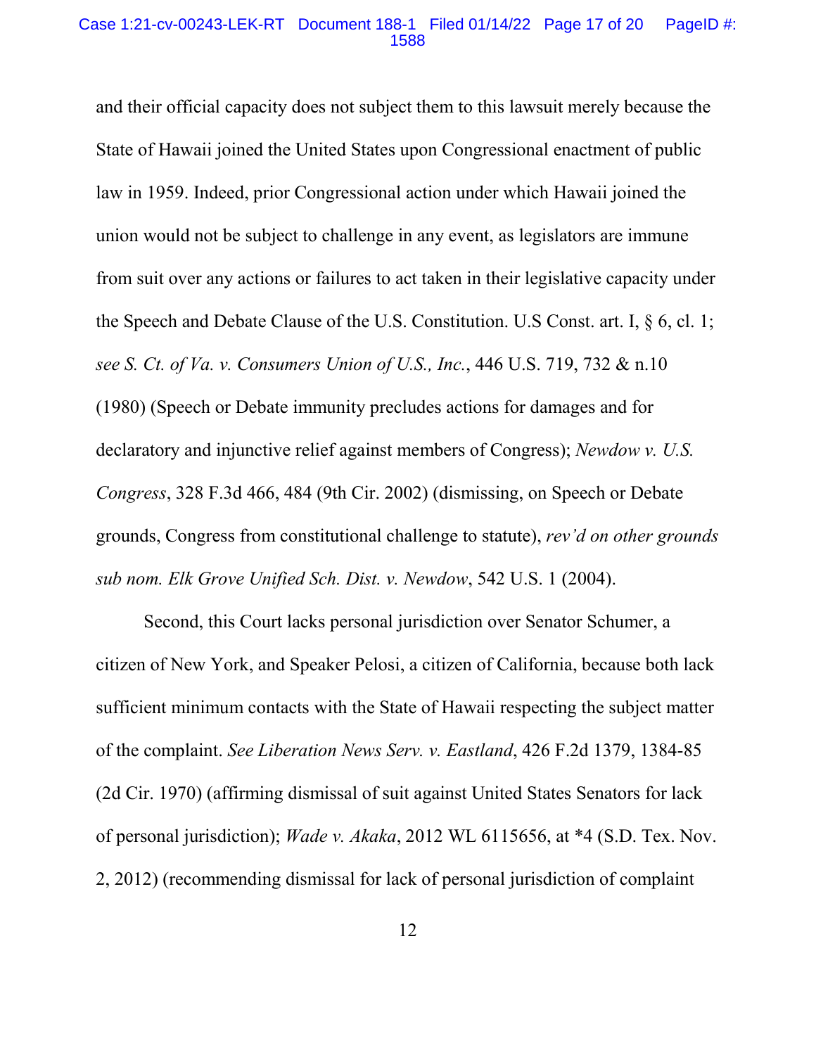and their official capacity does not subject them to this lawsuit merely because the State of Hawaii joined the United States upon Congressional enactment of public law in 1959. Indeed, prior Congressional action under which Hawaii joined the union would not be subject to challenge in any event, as legislators are immune from suit over any actions or failures to act taken in their legislative capacity under the Speech and Debate Clause of the U.S. Constitution. U.S Const. art. I, § 6, cl. 1; *see S. Ct. of Va. v. Consumers Union of U.S., Inc.*, 446 U.S. 719, 732 & n.10 (1980) (Speech or Debate immunity precludes actions for damages and for declaratory and injunctive relief against members of Congress); *Newdow v. U.S. Congress*, 328 F.3d 466, 484 (9th Cir. 2002) (dismissing, on Speech or Debate grounds, Congress from constitutional challenge to statute), *rev'd on other grounds sub nom. Elk Grove Unified Sch. Dist. v. Newdow*, 542 U.S. 1 (2004).

Second, this Court lacks personal jurisdiction over Senator Schumer, a citizen of New York, and Speaker Pelosi, a citizen of California, because both lack sufficient minimum contacts with the State of Hawaii respecting the subject matter of the complaint. *See Liberation News Serv. v. Eastland*, 426 F.2d 1379, 1384-85 (2d Cir. 1970) (affirming dismissal of suit against United States Senators for lack of personal jurisdiction); *Wade v. Akaka*, 2012 WL 6115656, at *4 (S.D. Tex. Nov. 2, 2012) (recommending dismissal for lack of personal jurisdiction of complaint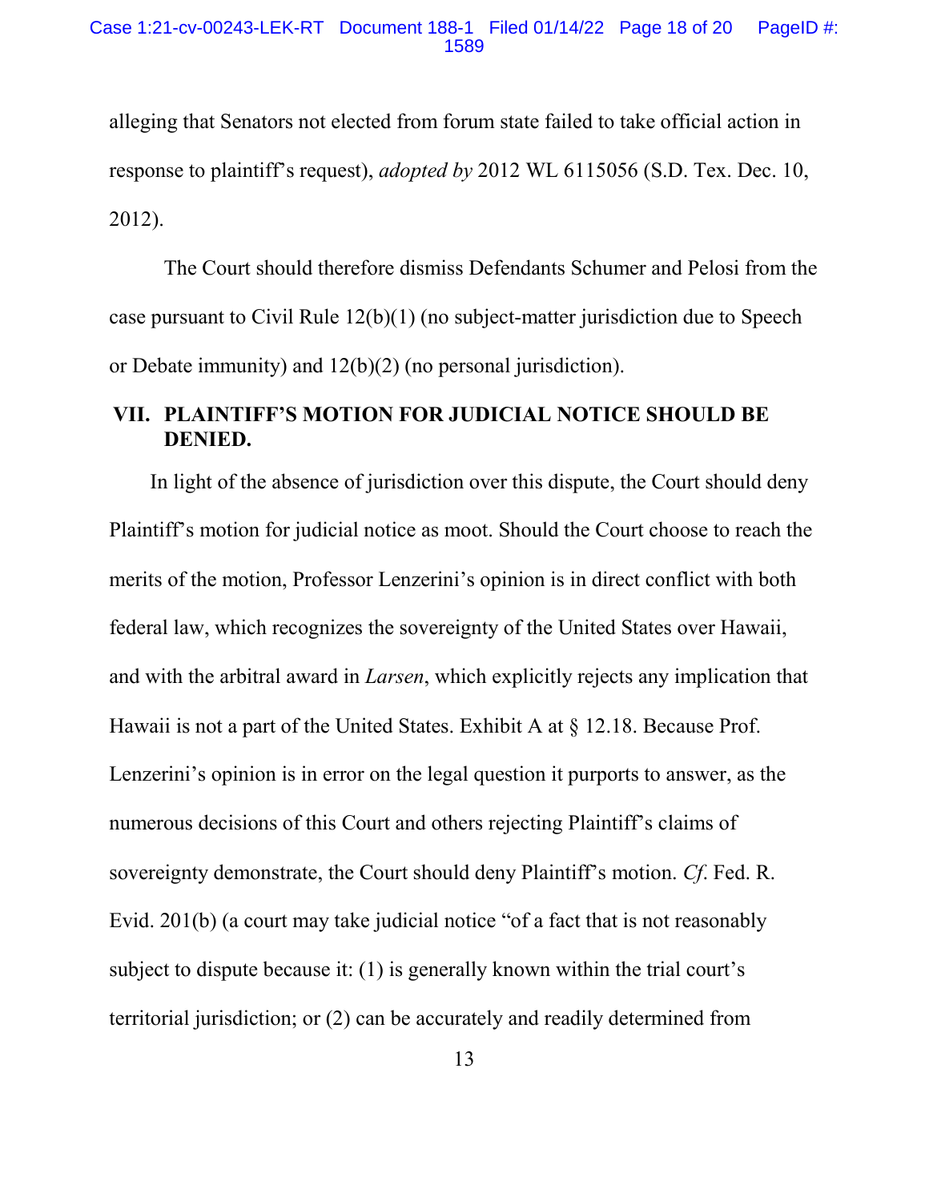alleging that Senators not elected from forum state failed to take official action in response to plaintiff's request), *adopted by* 2012 WL 6115056 (S.D. Tex. Dec. 10, 2012).

The Court should therefore dismiss Defendants Schumer and Pelosi from the case pursuant to Civil Rule 12(b)(1) (no subject-matter jurisdiction due to Speech or Debate immunity) and 12(b)(2) (no personal jurisdiction).

## VII. PLAINTIFF'S MOTION FOR JUDICIAL NOTICE SHOULD BE DENIED.

In light of the absence of jurisdiction over this dispute, the Court should deny Plaintiff's motion for judicial notice as moot. Should the Court choose to reach the merits of the motion, Professor Lenzerini's opinion is in direct conflict with both federal law, which recognizes the sovereignty of the United States over Hawaii, and with the arbitral award in *Larsen*, which explicitly rejects any implication that Hawaii is not a part of the United States. Exhibit A at § 12.18. Because Prof. Lenzerini's opinion is in error on the legal question it purports to answer, as the numerous decisions of this Court and others rejecting Plaintiff's claims of sovereignty demonstrate, the Court should deny Plaintiff's motion. *Cf*. Fed. R. Evid. 201(b) (a court may take judicial notice "of a fact that is not reasonably subject to dispute because it: (1) is generally known within the trial court's territorial jurisdiction; or (2) can be accurately and readily determined from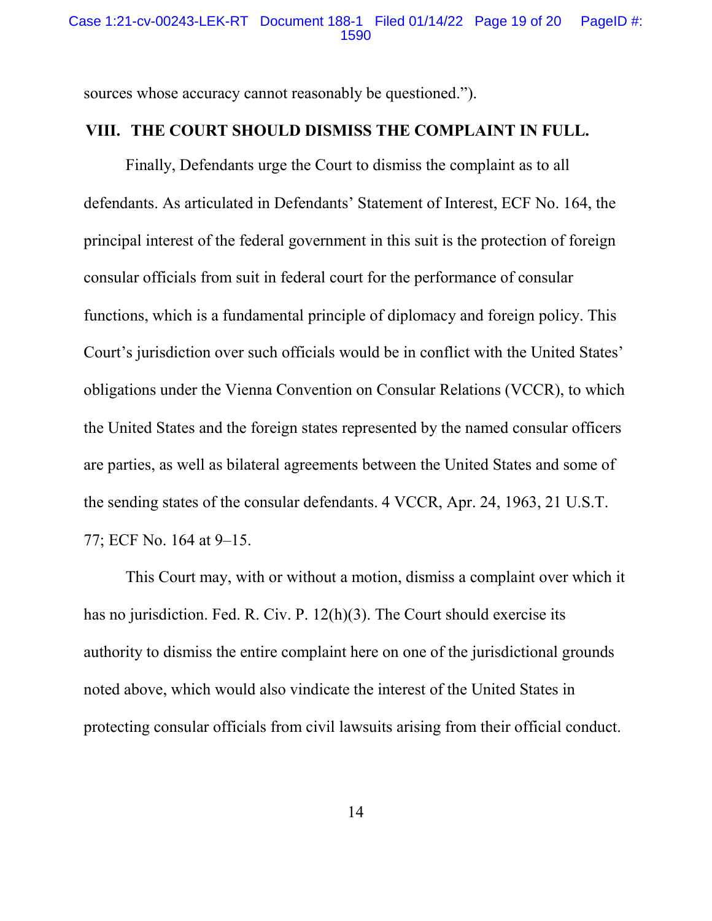sources whose accuracy cannot reasonably be questioned.").

## VIII. THE COURT SHOULD DISMISS THE COMPLAINT IN FULL.

Finally, Defendants urge the Court to dismiss the complaint as to all defendants. As articulated in Defendants' Statement of Interest, ECF No. 164, the principal interest of the federal government in this suit is the protection of foreign consular officials from suit in federal court for the performance of consular functions, which is a fundamental principle of diplomacy and foreign policy. This Court's jurisdiction over such officials would be in conflict with the United States' obligations under the Vienna Convention on Consular Relations (VCCR), to which the United States and the foreign states represented by the named consular officers are parties, as well as bilateral agreements between the United States and some of the sending states of the consular defendants. 4 VCCR, Apr. 24, 1963, 21 U.S.T. 77; ECF No. 164 at 9–15.

This Court may, with or without a motion, dismiss a complaint over which it has no jurisdiction. Fed. R. Civ. P. 12(h)(3). The Court should exercise its authority to dismiss the entire complaint here on one of the jurisdictional grounds noted above, which would also vindicate the interest of the United States in protecting consular officials from civil lawsuits arising from their official conduct.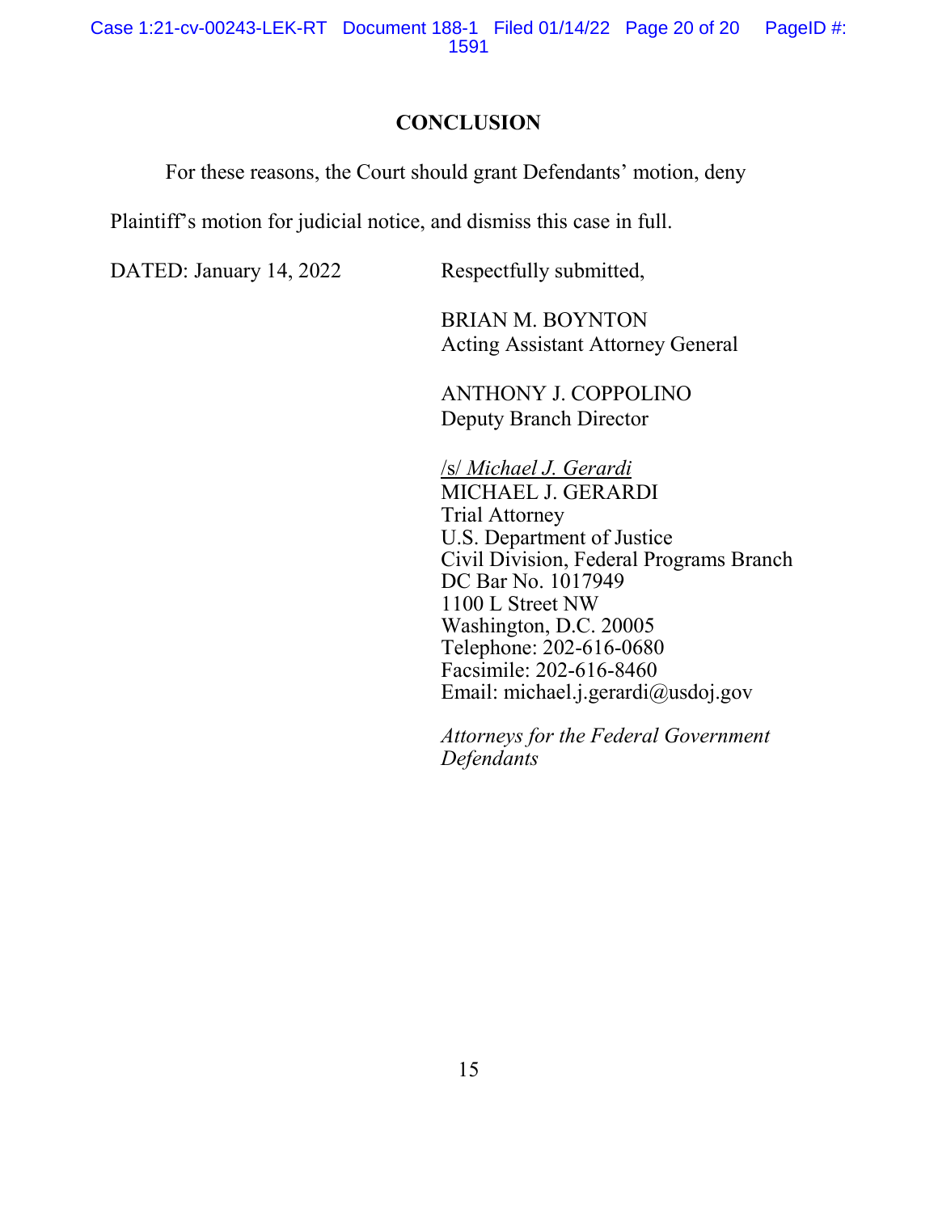## CONCLUSION

For these reasons, the Court should grant Defendants' motion, deny Plaintiff's motion for judicial notice, and dismiss this case in full.

DATED: January 14, 2022

Respectfully submitted,

BRIAN M. BOYNTON
Acting Assistant Attorney General

ANTHONY J. COPPOLINO
Deputy Branch Director

/s/ *Michael J. Gerardi*
MICHAEL J. GERARDI
Trial Attorney
U.S. Department of Justice
Civil Division, Federal Programs Branch
DC Bar No. 1017949
1100 L Street NW
Washington, D.C. 20005
Telephone: 202-616-0680
Facsimile: 202-616-8460
Email: michael.j.gerardi@usdoj.gov

*Attorneys for the Federal Government Defendants*